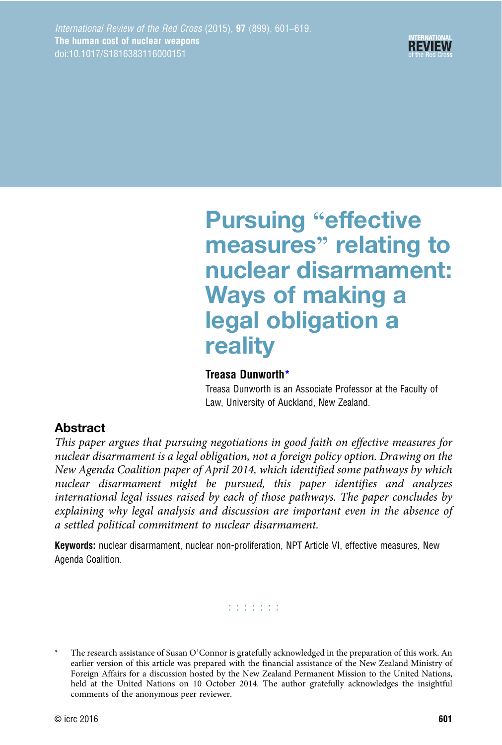# Pursuing "effective measures" relating to nuclear disarmament: Ways of making a legal obligation a reality

**Treasa Dunworth***

Treasa Dunworth is an Associate Professor at the Faculty of Law, University of Auckland, New Zealand.

## Abstract

*This paper argues that pursuing negotiations in good faith on effective measures for nuclear disarmament is a legal obligation, not a foreign policy option. Drawing on the New Agenda Coalition paper of April 2014, which identified some pathways by which nuclear disarmament might be pursued, this paper identifies and analyzes international legal issues raised by each of those pathways. The paper concludes by explaining why legal analysis and discussion are important even in the absence of a settled political commitment to nuclear disarmament.*

**Keywords:** nuclear disarmament, nuclear non-proliferation, NPT Article VI, effective measures, New Agenda Coalition.

\* The research assistance of Susan O'Connor is gratefully acknowledged in the preparation of this work. An earlier version of this article was prepared with the financial assistance of the New Zealand Ministry of Foreign Affairs for a discussion hosted by the New Zealand Permanent Mission to the United Nations, held at the United Nations on 10 October 2014. The author gratefully acknowledges the insightful comments of the anonymous peer reviewer.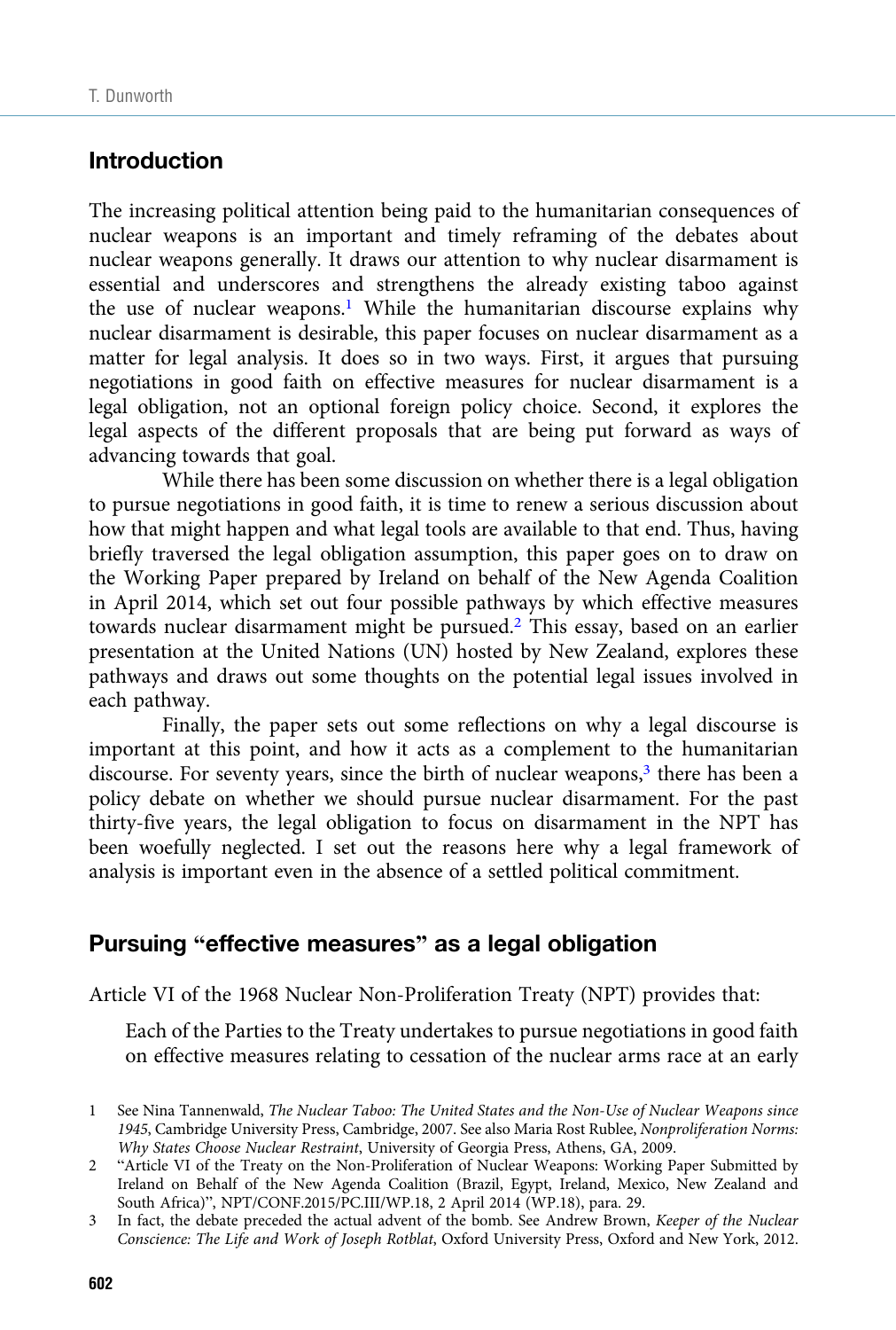## Introduction

The increasing political attention being paid to the humanitarian consequences of nuclear weapons is an important and timely reframing of the debates about nuclear weapons generally. It draws our attention to why nuclear disarmament is essential and underscores and strengthens the already existing taboo against the use of nuclear weapons.[1] While the humanitarian discourse explains why nuclear disarmament is desirable, this paper focuses on nuclear disarmament as a matter for legal analysis. It does so in two ways. First, it argues that pursuing negotiations in good faith on effective measures for nuclear disarmament is a legal obligation, not an optional foreign policy choice. Second, it explores the legal aspects of the different proposals that are being put forward as ways of advancing towards that goal.

While there has been some discussion on whether there is a legal obligation to pursue negotiations in good faith, it is time to renew a serious discussion about how that might happen and what legal tools are available to that end. Thus, having briefly traversed the legal obligation assumption, this paper goes on to draw on the Working Paper prepared by Ireland on behalf of the New Agenda Coalition in April 2014, which set out four possible pathways by which effective measures towards nuclear disarmament might be pursued.[2] This essay, based on an earlier presentation at the United Nations (UN) hosted by New Zealand, explores these pathways and draws out some thoughts on the potential legal issues involved in each pathway.

Finally, the paper sets out some reflections on why a legal discourse is important at this point, and how it acts as a complement to the humanitarian discourse. For seventy years, since the birth of nuclear weapons,[3] there has been a policy debate on whether we should pursue nuclear disarmament. For the past thirty-five years, the legal obligation to focus on disarmament in the NPT has been woefully neglected. I set out the reasons here why a legal framework of analysis is important even in the absence of a settled political commitment.

## Pursuing "effective measures" as a legal obligation

Article VI of the 1968 Nuclear Non-Proliferation Treaty (NPT) provides that:

> Each of the Parties to the Treaty undertakes to pursue negotiations in good faith on effective measures relating to cessation of the nuclear arms race at an early

1 See Nina Tannenwald, *The Nuclear Taboo: The United States and the Non-Use of Nuclear Weapons since 1945*, Cambridge University Press, Cambridge, 2007. See also Maria Rost Rublee, *Nonproliferation Norms: Why States Choose Nuclear Restraint*, University of Georgia Press, Athens, GA, 2009.

2 "Article VI of the Treaty on the Non-Proliferation of Nuclear Weapons: Working Paper Submitted by Ireland on Behalf of the New Agenda Coalition (Brazil, Egypt, Ireland, Mexico, New Zealand and South Africa)", NPT/CONF.2015/PC.III/WP.18, 2 April 2014 (WP.18), para. 29.

3 In fact, the debate preceded the actual advent of the bomb. See Andrew Brown, *Keeper of the Nuclear Conscience: The Life and Work of Joseph Rotblat*, Oxford University Press, Oxford and New York, 2012.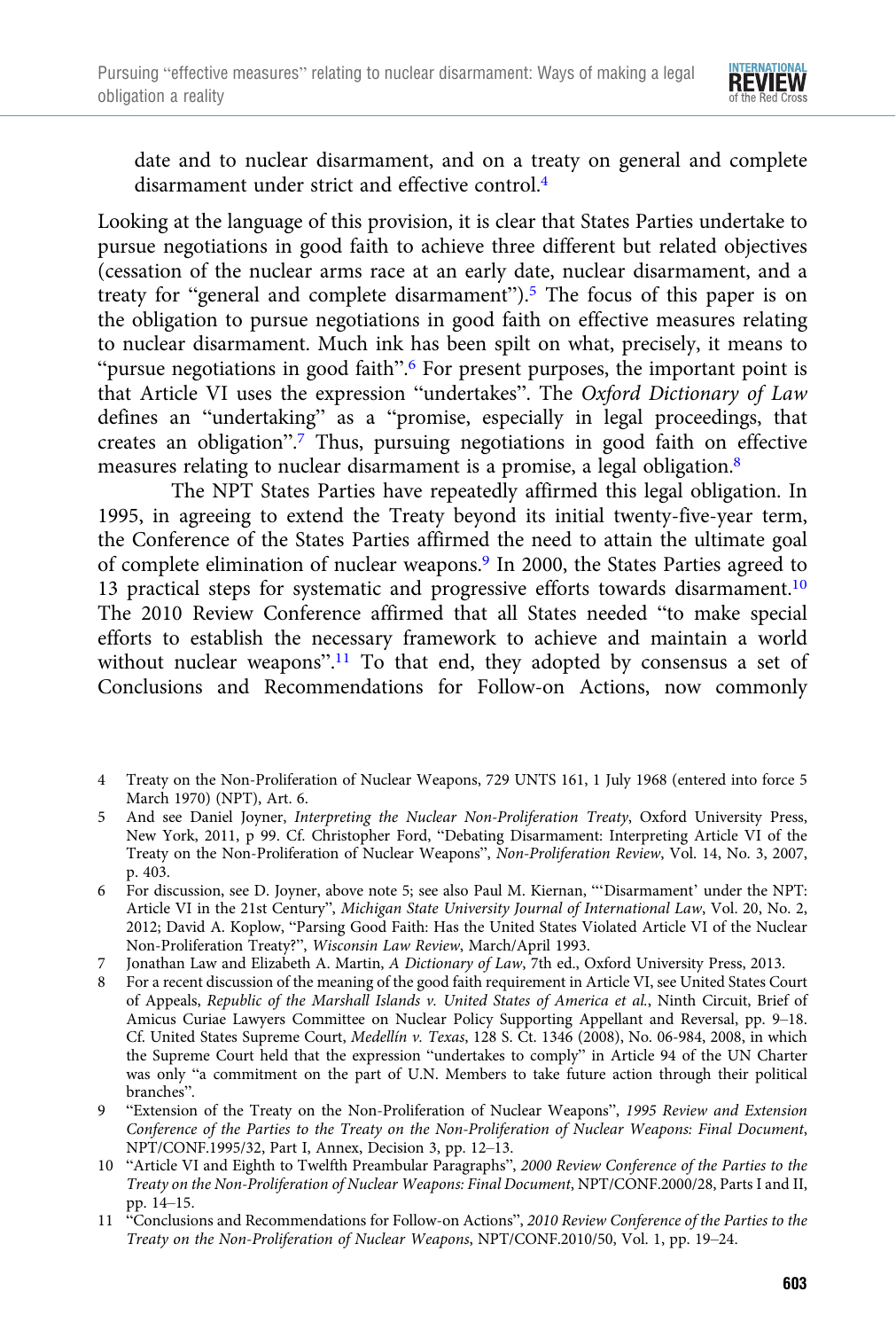date and to nuclear disarmament, and on a treaty on general and complete disarmament under strict and effective control.[4]

Looking at the language of this provision, it is clear that States Parties undertake to pursue negotiations in good faith to achieve three different but related objectives (cessation of the nuclear arms race at an early date, nuclear disarmament, and a treaty for "general and complete disarmament").[5] The focus of this paper is on the obligation to pursue negotiations in good faith on effective measures relating to nuclear disarmament. Much ink has been spilt on what, precisely, it means to "pursue negotiations in good faith".[6] For present purposes, the important point is that Article VI uses the expression "undertakes". The *Oxford Dictionary of Law* defines an "undertaking" as a "promise, especially in legal proceedings, that creates an obligation".[7] Thus, pursuing negotiations in good faith on effective measures relating to nuclear disarmament is a promise, a legal obligation.[8]

The NPT States Parties have repeatedly affirmed this legal obligation. In 1995, in agreeing to extend the Treaty beyond its initial twenty-five-year term, the Conference of the States Parties affirmed the need to attain the ultimate goal of complete elimination of nuclear weapons.[9] In 2000, the States Parties agreed to 13 practical steps for systematic and progressive efforts towards disarmament.[10] The 2010 Review Conference affirmed that all States needed "to make special efforts to establish the necessary framework to achieve and maintain a world without nuclear weapons".[11] To that end, they adopted by consensus a set of Conclusions and Recommendations for Follow-on Actions, now commonly

4 Treaty on the Non-Proliferation of Nuclear Weapons, 729 UNTS 161, 1 July 1968 (entered into force 5 March 1970) (NPT), Art. 6.

5 And see Daniel Joyner, *Interpreting the Nuclear Non-Proliferation Treaty*, Oxford University Press, New York, 2011, p 99. Cf. Christopher Ford, "Debating Disarmament: Interpreting Article VI of the Treaty on the Non-Proliferation of Nuclear Weapons", *Non-Proliferation Review*, Vol. 14, No. 3, 2007, p. 403.

6 For discussion, see D. Joyner, above note 5; see also Paul M. Kiernan, "'Disarmament' under the NPT: Article VI in the 21st Century", *Michigan State University Journal of International Law*, Vol. 20, No. 2, 2012; David A. Koplow, "Parsing Good Faith: Has the United States Violated Article VI of the Nuclear Non-Proliferation Treaty?", *Wisconsin Law Review*, March/April 1993.

7 Jonathan Law and Elizabeth A. Martin, *A Dictionary of Law*, 7th ed., Oxford University Press, 2013.

8 For a recent discussion of the meaning of the good faith requirement in Article VI, see United States Court of Appeals, *Republic of the Marshall Islands v. United States of America et al.*, Ninth Circuit, Brief of Amicus Curiae Lawyers Committee on Nuclear Policy Supporting Appellant and Reversal, pp. 9–18. Cf. United States Supreme Court, *Medellín v. Texas*, 128 S. Ct. 1346 (2008), No. 06-984, 2008, in which the Supreme Court held that the expression "undertakes to comply" in Article 94 of the UN Charter was only "a commitment on the part of U.N. Members to take future action through their political branches".

9 "Extension of the Treaty on the Non-Proliferation of Nuclear Weapons", *1995 Review and Extension Conference of the Parties to the Treaty on the Non-Proliferation of Nuclear Weapons: Final Document*, NPT/CONF.1995/32, Part I, Annex, Decision 3, pp. 12–13.

10 "Article VI and Eighth to Twelfth Preambular Paragraphs", *2000 Review Conference of the Parties to the Treaty on the Non-Proliferation of Nuclear Weapons: Final Document*, NPT/CONF.2000/28, Parts I and II, pp. 14–15.

11 "Conclusions and Recommendations for Follow-on Actions", *2010 Review Conference of the Parties to the Treaty on the Non-Proliferation of Nuclear Weapons*, NPT/CONF.2010/50, Vol. 1, pp. 19–24.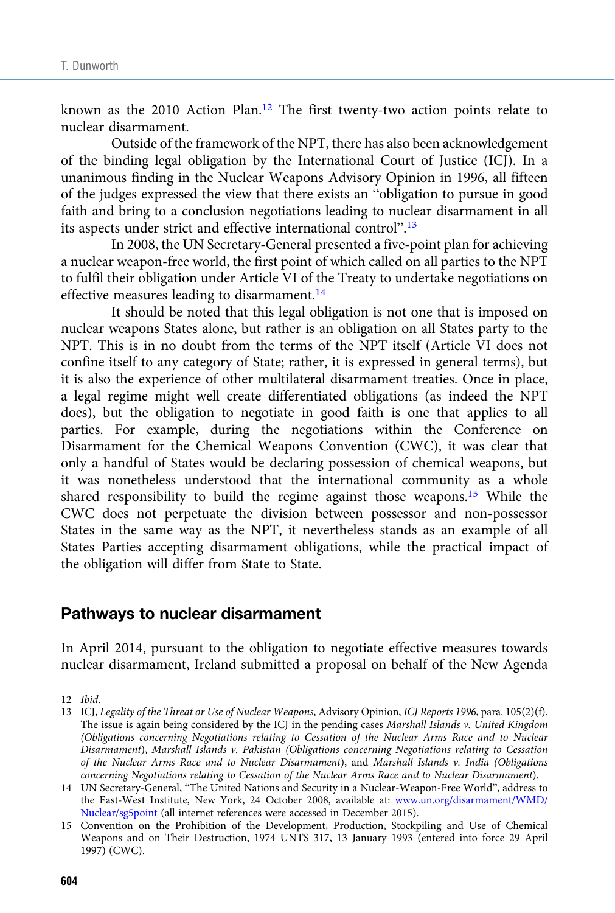known as the 2010 Action Plan.[12] The first twenty-two action points relate to nuclear disarmament.

Outside of the framework of the NPT, there has also been acknowledgement of the binding legal obligation by the International Court of Justice (ICJ). In a unanimous finding in the Nuclear Weapons Advisory Opinion in 1996, all fifteen of the judges expressed the view that there exists an "obligation to pursue in good faith and bring to a conclusion negotiations leading to nuclear disarmament in all its aspects under strict and effective international control".[13]

In 2008, the UN Secretary-General presented a five-point plan for achieving a nuclear weapon-free world, the first point of which called on all parties to the NPT to fulfil their obligation under Article VI of the Treaty to undertake negotiations on effective measures leading to disarmament.[14]

It should be noted that this legal obligation is not one that is imposed on nuclear weapons States alone, but rather is an obligation on all States party to the NPT. This is in no doubt from the terms of the NPT itself (Article VI does not confine itself to any category of State; rather, it is expressed in general terms), but it is also the experience of other multilateral disarmament treaties. Once in place, a legal regime might well create differentiated obligations (as indeed the NPT does), but the obligation to negotiate in good faith is one that applies to all parties. For example, during the negotiations within the Conference on Disarmament for the Chemical Weapons Convention (CWC), it was clear that only a handful of States would be declaring possession of chemical weapons, but it was nonetheless understood that the international community as a whole shared responsibility to build the regime against those weapons.[15] While the CWC does not perpetuate the division between possessor and non-possessor States in the same way as the NPT, it nevertheless stands as an example of all States Parties accepting disarmament obligations, while the practical impact of the obligation will differ from State to State.

## Pathways to nuclear disarmament

In April 2014, pursuant to the obligation to negotiate effective measures towards nuclear disarmament, Ireland submitted a proposal on behalf of the New Agenda

---

12 *Ibid.*

13 ICJ, *Legality of the Threat or Use of Nuclear Weapons*, Advisory Opinion, *ICJ Reports 1996*, para. 105(2)(f). The issue is again being considered by the ICJ in the pending cases *Marshall Islands v. United Kingdom (Obligations concerning Negotiations relating to Cessation of the Nuclear Arms Race and to Nuclear Disarmament)*, *Marshall Islands v. Pakistan (Obligations concerning Negotiations relating to Cessation of the Nuclear Arms Race and to Nuclear Disarmament)*, and *Marshall Islands v. India (Obligations concerning Negotiations relating to Cessation of the Nuclear Arms Race and to Nuclear Disarmament)*.

14 UN Secretary-General, "The United Nations and Security in a Nuclear-Weapon-Free World", address to the East-West Institute, New York, 24 October 2008, available at: www.un.org/disarmament/WMD/Nuclear/sg5point (all internet references were accessed in December 2015).

15 Convention on the Prohibition of the Development, Production, Stockpiling and Use of Chemical Weapons and on Their Destruction, 1974 UNTS 317, 13 January 1993 (entered into force 29 April 1997) (CWC).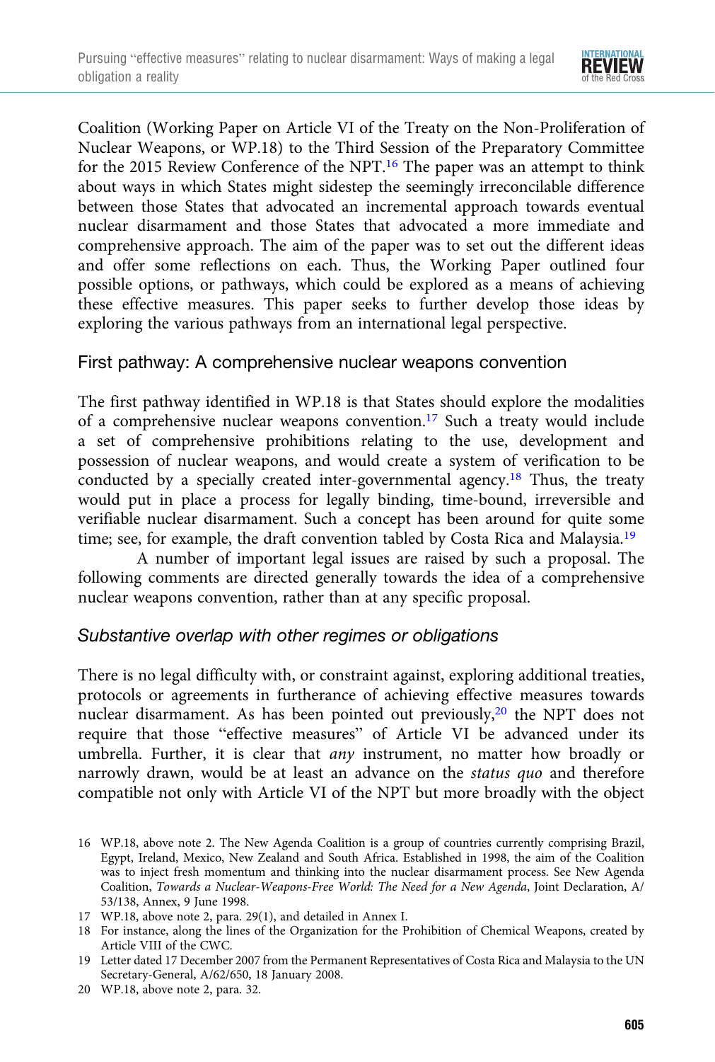Coalition (Working Paper on Article VI of the Treaty on the Non-Proliferation of Nuclear Weapons, or WP.18) to the Third Session of the Preparatory Committee for the 2015 Review Conference of the NPT.[16] The paper was an attempt to think about ways in which States might sidestep the seemingly irreconcilable difference between those States that advocated an incremental approach towards eventual nuclear disarmament and those States that advocated a more immediate and comprehensive approach. The aim of the paper was to set out the different ideas and offer some reflections on each. Thus, the Working Paper outlined four possible options, or pathways, which could be explored as a means of achieving these effective measures. This paper seeks to further develop those ideas by exploring the various pathways from an international legal perspective.

## First pathway: A comprehensive nuclear weapons convention

The first pathway identified in WP.18 is that States should explore the modalities of a comprehensive nuclear weapons convention.[17] Such a treaty would include a set of comprehensive prohibitions relating to the use, development and possession of nuclear weapons, and would create a system of verification to be conducted by a specially created inter-governmental agency.[18] Thus, the treaty would put in place a process for legally binding, time-bound, irreversible and verifiable nuclear disarmament. Such a concept has been around for quite some time; see, for example, the draft convention tabled by Costa Rica and Malaysia.[19]

A number of important legal issues are raised by such a proposal. The following comments are directed generally towards the idea of a comprehensive nuclear weapons convention, rather than at any specific proposal.

### *Substantive overlap with other regimes or obligations*

There is no legal difficulty with, or constraint against, exploring additional treaties, protocols or agreements in furtherance of achieving effective measures towards nuclear disarmament. As has been pointed out previously,[20] the NPT does not require that those "effective measures" of Article VI be advanced under its umbrella. Further, it is clear that *any* instrument, no matter how broadly or narrowly drawn, would be at least an advance on the *status quo* and therefore compatible not only with Article VI of the NPT but more broadly with the object

16 WP.18, above note 2. The New Agenda Coalition is a group of countries currently comprising Brazil, Egypt, Ireland, Mexico, New Zealand and South Africa. Established in 1998, the aim of the Coalition was to inject fresh momentum and thinking into the nuclear disarmament process. See New Agenda Coalition, *Towards a Nuclear-Weapons-Free World: The Need for a New Agenda*, Joint Declaration, A/53/138, Annex, 9 June 1998.

17 WP.18, above note 2, para. 29(1), and detailed in Annex I.

18 For instance, along the lines of the Organization for the Prohibition of Chemical Weapons, created by Article VIII of the CWC.

19 Letter dated 17 December 2007 from the Permanent Representatives of Costa Rica and Malaysia to the UN Secretary-General, A/62/650, 18 January 2008.

20 WP.18, above note 2, para. 32.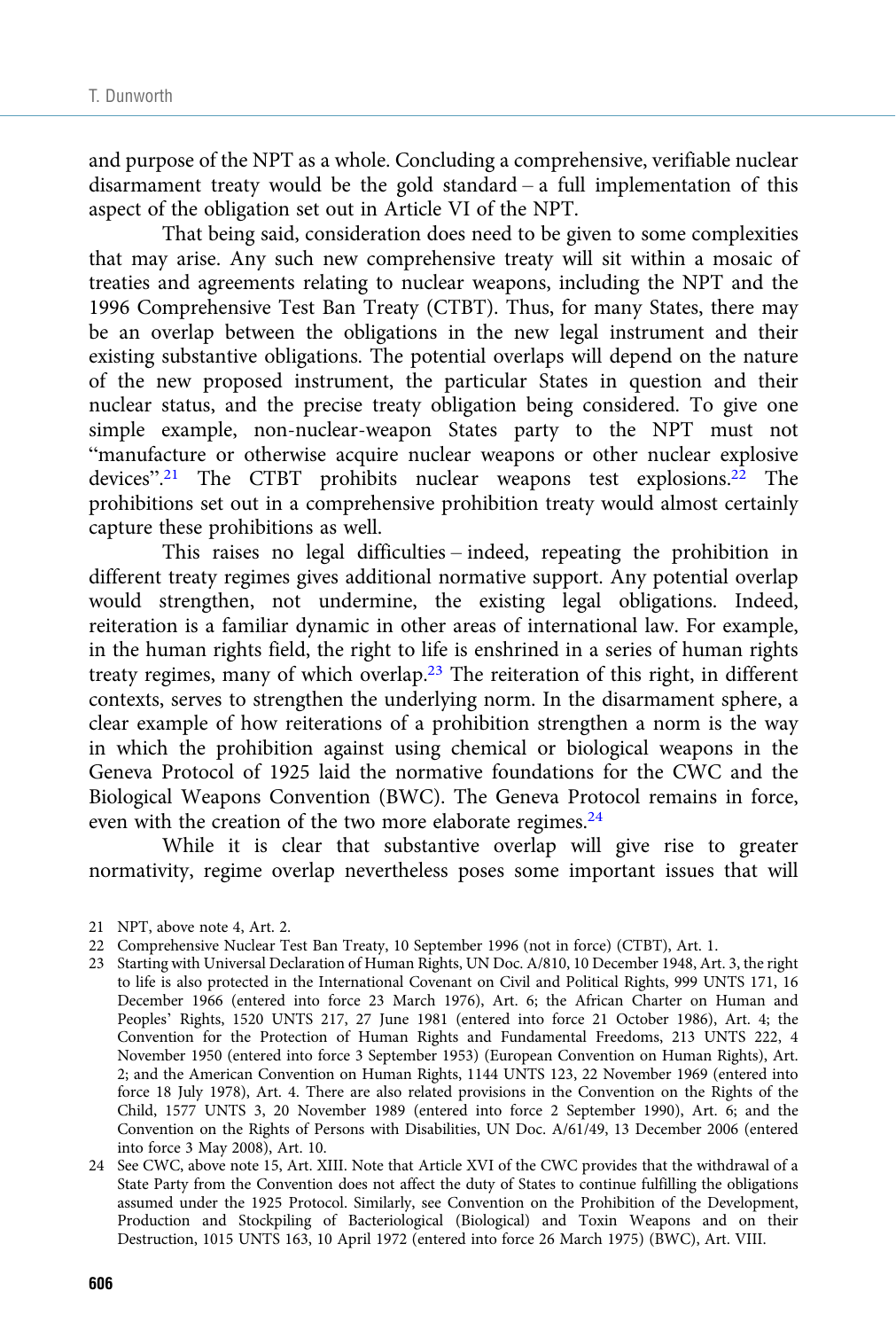and purpose of the NPT as a whole. Concluding a comprehensive, verifiable nuclear disarmament treaty would be the gold standard – a full implementation of this aspect of the obligation set out in Article VI of the NPT.

That being said, consideration does need to be given to some complexities that may arise. Any such new comprehensive treaty will sit within a mosaic of treaties and agreements relating to nuclear weapons, including the NPT and the 1996 Comprehensive Test Ban Treaty (CTBT). Thus, for many States, there may be an overlap between the obligations in the new legal instrument and their existing substantive obligations. The potential overlaps will depend on the nature of the new proposed instrument, the particular States in question and their nuclear status, and the precise treaty obligation being considered. To give one simple example, non-nuclear-weapon States party to the NPT must not "manufacture or otherwise acquire nuclear weapons or other nuclear explosive devices".[21] The CTBT prohibits nuclear weapons test explosions.[22] The prohibitions set out in a comprehensive prohibition treaty would almost certainly capture these prohibitions as well.

This raises no legal difficulties – indeed, repeating the prohibition in different treaty regimes gives additional normative support. Any potential overlap would strengthen, not undermine, the existing legal obligations. Indeed, reiteration is a familiar dynamic in other areas of international law. For example, in the human rights field, the right to life is enshrined in a series of human rights treaty regimes, many of which overlap.[23] The reiteration of this right, in different contexts, serves to strengthen the underlying norm. In the disarmament sphere, a clear example of how reiterations of a prohibition strengthen a norm is the way in which the prohibition against using chemical or biological weapons in the Geneva Protocol of 1925 laid the normative foundations for the CWC and the Biological Weapons Convention (BWC). The Geneva Protocol remains in force, even with the creation of the two more elaborate regimes.[24]

While it is clear that substantive overlap will give rise to greater normativity, regime overlap nevertheless poses some important issues that will

21 NPT, above note 4, Art. 2.

22 Comprehensive Nuclear Test Ban Treaty, 10 September 1996 (not in force) (CTBT), Art. 1.

23 Starting with Universal Declaration of Human Rights, UN Doc. A/810, 10 December 1948, Art. 3, the right to life is also protected in the International Covenant on Civil and Political Rights, 999 UNTS 171, 16 December 1966 (entered into force 23 March 1976), Art. 6; the African Charter on Human and Peoples' Rights, 1520 UNTS 217, 27 June 1981 (entered into force 21 October 1986), Art. 4; the Convention for the Protection of Human Rights and Fundamental Freedoms, 213 UNTS 222, 4 November 1950 (entered into force 3 September 1953) (European Convention on Human Rights), Art. 2; and the American Convention on Human Rights, 1144 UNTS 123, 22 November 1969 (entered into force 18 July 1978), Art. 4. There are also related provisions in the Convention on the Rights of the Child, 1577 UNTS 3, 20 November 1989 (entered into force 2 September 1990), Art. 6; and the Convention on the Rights of Persons with Disabilities, UN Doc. A/61/49, 13 December 2006 (entered into force 3 May 2008), Art. 10.

24 See CWC, above note 15, Art. XIII. Note that Article XVI of the CWC provides that the withdrawal of a State Party from the Convention does not affect the duty of States to continue fulfilling the obligations assumed under the 1925 Protocol. Similarly, see Convention on the Prohibition of the Development, Production and Stockpiling of Bacteriological (Biological) and Toxin Weapons and on their Destruction, 1015 UNTS 163, 10 April 1972 (entered into force 26 March 1975) (BWC), Art. VIII.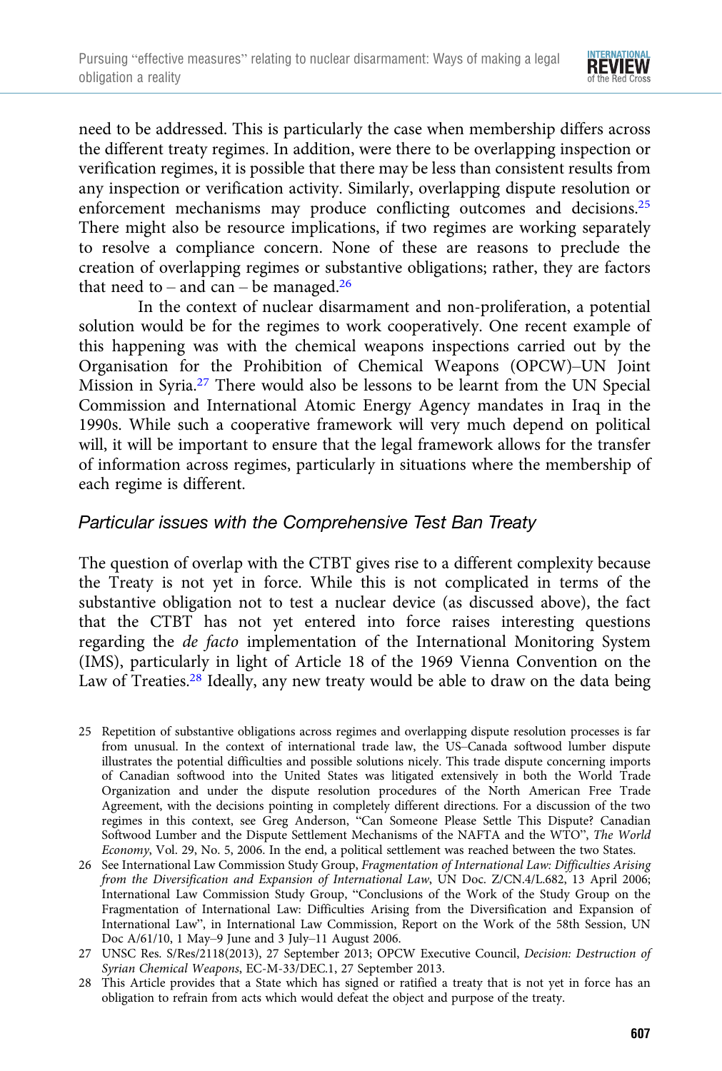need to be addressed. This is particularly the case when membership differs across the different treaty regimes. In addition, were there to be overlapping inspection or verification regimes, it is possible that there may be less than consistent results from any inspection or verification activity. Similarly, overlapping dispute resolution or enforcement mechanisms may produce conflicting outcomes and decisions.[25] There might also be resource implications, if two regimes are working separately to resolve a compliance concern. None of these are reasons to preclude the creation of overlapping regimes or substantive obligations; rather, they are factors that need to – and can – be managed.[26]

In the context of nuclear disarmament and non-proliferation, a potential solution would be for the regimes to work cooperatively. One recent example of this happening was with the chemical weapons inspections carried out by the Organisation for the Prohibition of Chemical Weapons (OPCW)–UN Joint Mission in Syria.[27] There would also be lessons to be learnt from the UN Special Commission and International Atomic Energy Agency mandates in Iraq in the 1990s. While such a cooperative framework will very much depend on political will, it will be important to ensure that the legal framework allows for the transfer of information across regimes, particularly in situations where the membership of each regime is different.

### *Particular issues with the Comprehensive Test Ban Treaty*

The question of overlap with the CTBT gives rise to a different complexity because the Treaty is not yet in force. While this is not complicated in terms of the substantive obligation not to test a nuclear device (as discussed above), the fact that the CTBT has not yet entered into force raises interesting questions regarding the *de facto* implementation of the International Monitoring System (IMS), particularly in light of Article 18 of the 1969 Vienna Convention on the Law of Treaties.[28] Ideally, any new treaty would be able to draw on the data being

25 Repetition of substantive obligations across regimes and overlapping dispute resolution processes is far from unusual. In the context of international trade law, the US–Canada softwood lumber dispute illustrates the potential difficulties and possible solutions nicely. This trade dispute concerning imports of Canadian softwood into the United States was litigated extensively in both the World Trade Organization and under the dispute resolution procedures of the North American Free Trade Agreement, with the decisions pointing in completely different directions. For a discussion of the two regimes in this context, see Greg Anderson, "Can Someone Please Settle This Dispute? Canadian Softwood Lumber and the Dispute Settlement Mechanisms of the NAFTA and the WTO", *The World Economy*, Vol. 29, No. 5, 2006. In the end, a political settlement was reached between the two States.

26 See International Law Commission Study Group, *Fragmentation of International Law: Difficulties Arising from the Diversification and Expansion of International Law*, UN Doc. Z/CN.4/L.682, 13 April 2006; International Law Commission Study Group, "Conclusions of the Work of the Study Group on the Fragmentation of International Law: Difficulties Arising from the Diversification and Expansion of International Law", in International Law Commission, Report on the Work of the 58th Session, UN Doc A/61/10, 1 May–9 June and 3 July–11 August 2006.

27 UNSC Res. S/Res/2118(2013), 27 September 2013; OPCW Executive Council, *Decision: Destruction of Syrian Chemical Weapons*, EC-M-33/DEC.1, 27 September 2013.

28 This Article provides that a State which has signed or ratified a treaty that is not yet in force has an obligation to refrain from acts which would defeat the object and purpose of the treaty.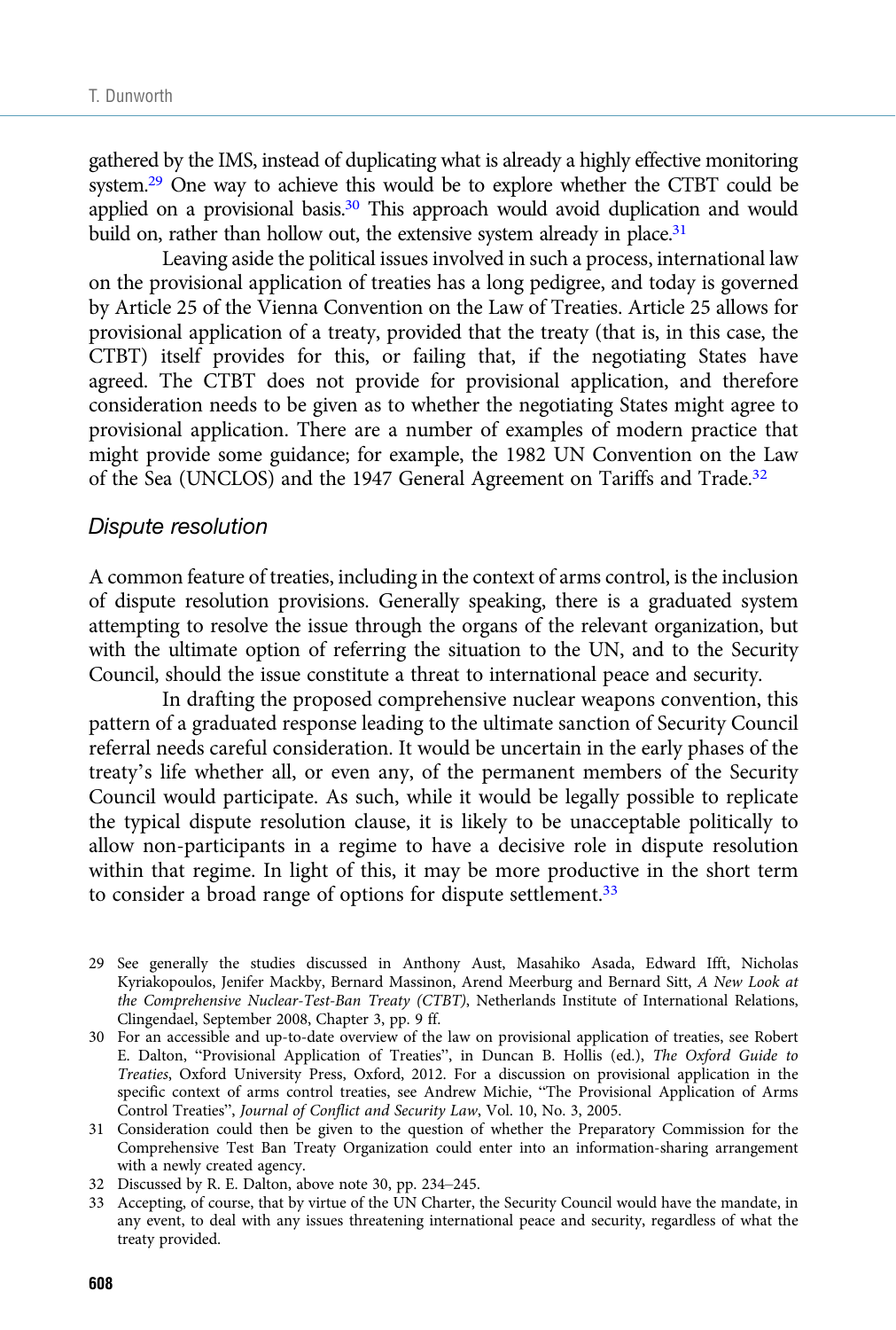gathered by the IMS, instead of duplicating what is already a highly effective monitoring system.[29] One way to achieve this would be to explore whether the CTBT could be applied on a provisional basis.[30] This approach would avoid duplication and would build on, rather than hollow out, the extensive system already in place.[31]

Leaving aside the political issues involved in such a process, international law on the provisional application of treaties has a long pedigree, and today is governed by Article 25 of the Vienna Convention on the Law of Treaties. Article 25 allows for provisional application of a treaty, provided that the treaty (that is, in this case, the CTBT) itself provides for this, or failing that, if the negotiating States have agreed. The CTBT does not provide for provisional application, and therefore consideration needs to be given as to whether the negotiating States might agree to provisional application. There are a number of examples of modern practice that might provide some guidance; for example, the 1982 UN Convention on the Law of the Sea (UNCLOS) and the 1947 General Agreement on Tariffs and Trade.[32]

### *Dispute resolution*

A common feature of treaties, including in the context of arms control, is the inclusion of dispute resolution provisions. Generally speaking, there is a graduated system attempting to resolve the issue through the organs of the relevant organization, but with the ultimate option of referring the situation to the UN, and to the Security Council, should the issue constitute a threat to international peace and security.

In drafting the proposed comprehensive nuclear weapons convention, this pattern of a graduated response leading to the ultimate sanction of Security Council referral needs careful consideration. It would be uncertain in the early phases of the treaty's life whether all, or even any, of the permanent members of the Security Council would participate. As such, while it would be legally possible to replicate the typical dispute resolution clause, it is likely to be unacceptable politically to allow non-participants in a regime to have a decisive role in dispute resolution within that regime. In light of this, it may be more productive in the short term to consider a broad range of options for dispute settlement.[33]

29 See generally the studies discussed in Anthony Aust, Masahiko Asada, Edward Ifft, Nicholas Kyriakopoulos, Jenifer Mackby, Bernard Massinon, Arend Meerburg and Bernard Sitt, *A New Look at the Comprehensive Nuclear-Test-Ban Treaty (CTBT)*, Netherlands Institute of International Relations, Clingendael, September 2008, Chapter 3, pp. 9 ff.

30 For an accessible and up-to-date overview of the law on provisional application of treaties, see Robert E. Dalton, "Provisional Application of Treaties", in Duncan B. Hollis (ed.), *The Oxford Guide to Treaties*, Oxford University Press, Oxford, 2012. For a discussion on provisional application in the specific context of arms control treaties, see Andrew Michie, "The Provisional Application of Arms Control Treaties", *Journal of Conflict and Security Law*, Vol. 10, No. 3, 2005.

31 Consideration could then be given to the question of whether the Preparatory Commission for the Comprehensive Test Ban Treaty Organization could enter into an information-sharing arrangement with a newly created agency.

32 Discussed by R. E. Dalton, above note 30, pp. 234–245.

33 Accepting, of course, that by virtue of the UN Charter, the Security Council would have the mandate, in any event, to deal with any issues threatening international peace and security, regardless of what the treaty provided.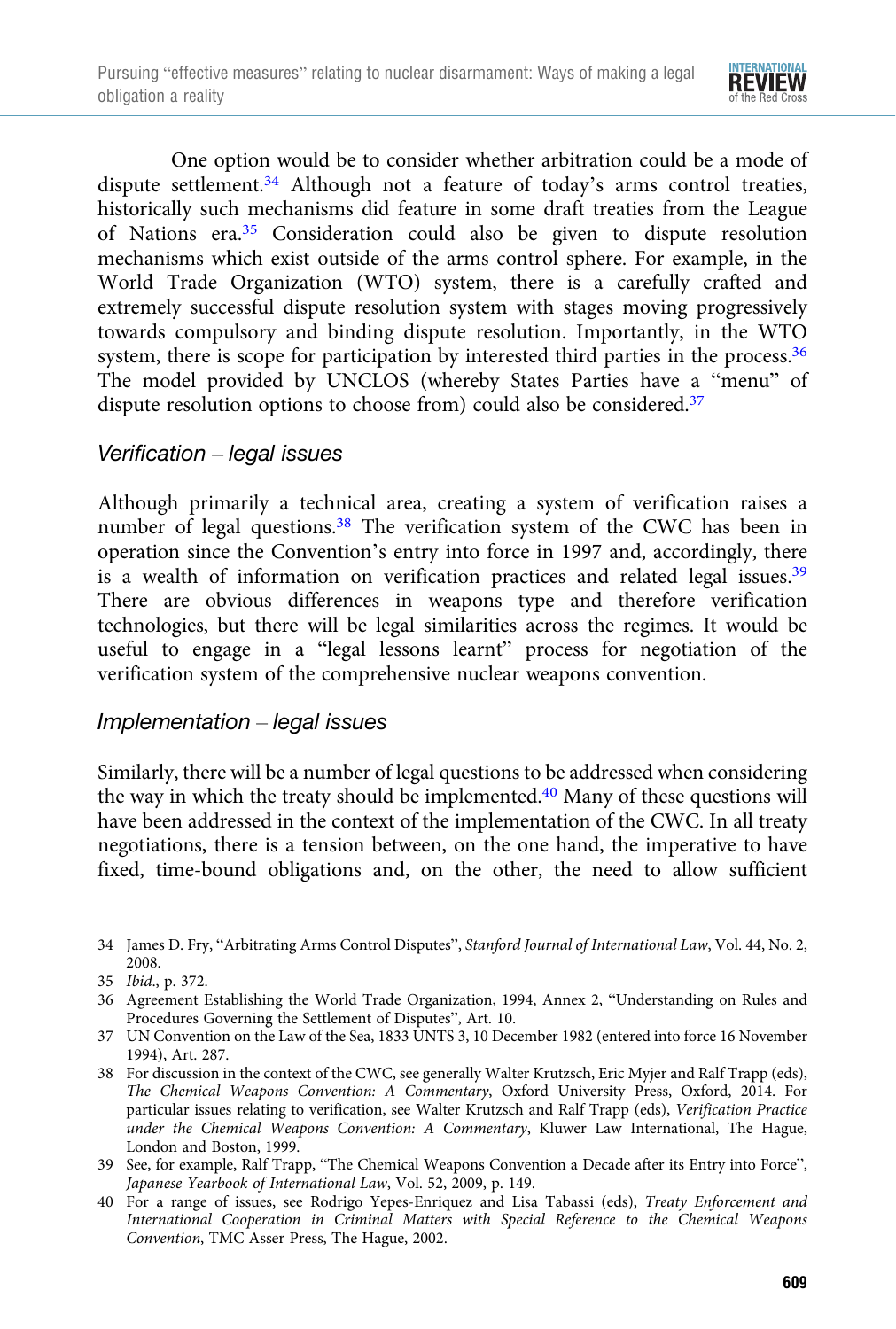One option would be to consider whether arbitration could be a mode of dispute settlement.[34] Although not a feature of today's arms control treaties, historically such mechanisms did feature in some draft treaties from the League of Nations era.[35] Consideration could also be given to dispute resolution mechanisms which exist outside of the arms control sphere. For example, in the World Trade Organization (WTO) system, there is a carefully crafted and extremely successful dispute resolution system with stages moving progressively towards compulsory and binding dispute resolution. Importantly, in the WTO system, there is scope for participation by interested third parties in the process.[36] The model provided by UNCLOS (whereby States Parties have a "menu" of dispute resolution options to choose from) could also be considered.[37]

### *Verification – legal issues*

Although primarily a technical area, creating a system of verification raises a number of legal questions.[38] The verification system of the CWC has been in operation since the Convention's entry into force in 1997 and, accordingly, there is a wealth of information on verification practices and related legal issues.[39] There are obvious differences in weapons type and therefore verification technologies, but there will be legal similarities across the regimes. It would be useful to engage in a "legal lessons learnt" process for negotiation of the verification system of the comprehensive nuclear weapons convention.

### *Implementation – legal issues*

Similarly, there will be a number of legal questions to be addressed when considering the way in which the treaty should be implemented.[40] Many of these questions will have been addressed in the context of the implementation of the CWC. In all treaty negotiations, there is a tension between, on the one hand, the imperative to have fixed, time-bound obligations and, on the other, the need to allow sufficient

---

34 James D. Fry, "Arbitrating Arms Control Disputes", *Stanford Journal of International Law*, Vol. 44, No. 2, 2008.

35 *Ibid.*, p. 372.

36 Agreement Establishing the World Trade Organization, 1994, Annex 2, "Understanding on Rules and Procedures Governing the Settlement of Disputes", Art. 10.

37 UN Convention on the Law of the Sea, 1833 UNTS 3, 10 December 1982 (entered into force 16 November 1994), Art. 287.

38 For discussion in the context of the CWC, see generally Walter Krutzsch, Eric Myjer and Ralf Trapp (eds), *The Chemical Weapons Convention: A Commentary*, Oxford University Press, Oxford, 2014. For particular issues relating to verification, see Walter Krutzsch and Ralf Trapp (eds), *Verification Practice under the Chemical Weapons Convention: A Commentary*, Kluwer Law International, The Hague, London and Boston, 1999.

39 See, for example, Ralf Trapp, "The Chemical Weapons Convention a Decade after its Entry into Force", *Japanese Yearbook of International Law*, Vol. 52, 2009, p. 149.

40 For a range of issues, see Rodrigo Yepes-Enriquez and Lisa Tabassi (eds), *Treaty Enforcement and International Cooperation in Criminal Matters with Special Reference to the Chemical Weapons Convention*, TMC Asser Press, The Hague, 2002.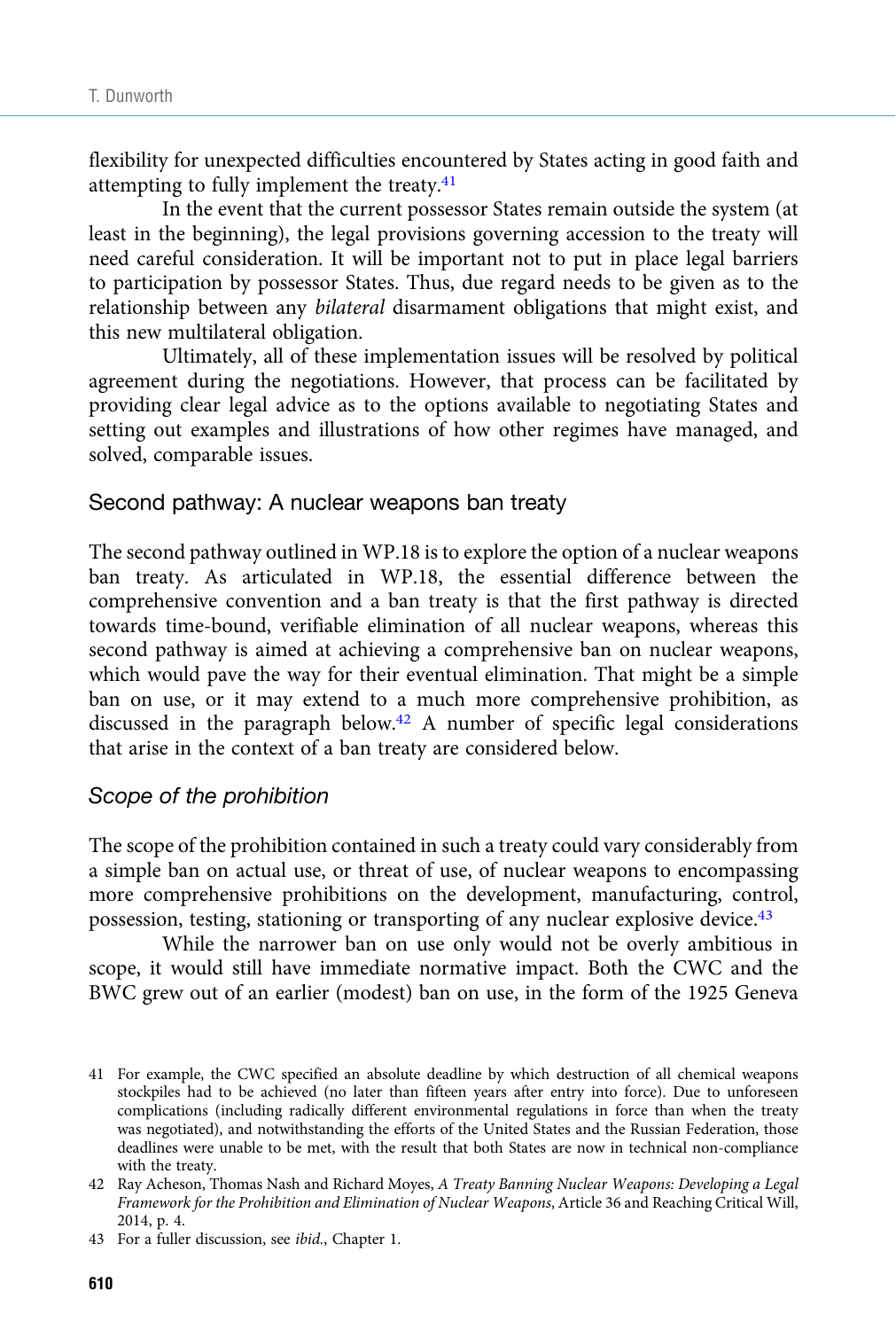flexibility for unexpected difficulties encountered by States acting in good faith and attempting to fully implement the treaty.[41]

In the event that the current possessor States remain outside the system (at least in the beginning), the legal provisions governing accession to the treaty will need careful consideration. It will be important not to put in place legal barriers to participation by possessor States. Thus, due regard needs to be given as to the relationship between any *bilateral* disarmament obligations that might exist, and this new multilateral obligation.

Ultimately, all of these implementation issues will be resolved by political agreement during the negotiations. However, that process can be facilitated by providing clear legal advice as to the options available to negotiating States and setting out examples and illustrations of how other regimes have managed, and solved, comparable issues.

## Second pathway: A nuclear weapons ban treaty

The second pathway outlined in WP.18 is to explore the option of a nuclear weapons ban treaty. As articulated in WP.18, the essential difference between the comprehensive convention and a ban treaty is that the first pathway is directed towards time-bound, verifiable elimination of all nuclear weapons, whereas this second pathway is aimed at achieving a comprehensive ban on nuclear weapons, which would pave the way for their eventual elimination. That might be a simple ban on use, or it may extend to a much more comprehensive prohibition, as discussed in the paragraph below.[42] A number of specific legal considerations that arise in the context of a ban treaty are considered below.

### *Scope of the prohibition*

The scope of the prohibition contained in such a treaty could vary considerably from a simple ban on actual use, or threat of use, of nuclear weapons to encompassing more comprehensive prohibitions on the development, manufacturing, control, possession, testing, stationing or transporting of any nuclear explosive device.[43]

While the narrower ban on use only would not be overly ambitious in scope, it would still have immediate normative impact. Both the CWC and the BWC grew out of an earlier (modest) ban on use, in the form of the 1925 Geneva

---

41 For example, the CWC specified an absolute deadline by which destruction of all chemical weapons stockpiles had to be achieved (no later than fifteen years after entry into force). Due to unforeseen complications (including radically different environmental regulations in force than when the treaty was negotiated), and notwithstanding the efforts of the United States and the Russian Federation, those deadlines were unable to be met, with the result that both States are now in technical non-compliance with the treaty.

42 Ray Acheson, Thomas Nash and Richard Moyes, *A Treaty Banning Nuclear Weapons: Developing a Legal Framework for the Prohibition and Elimination of Nuclear Weapons*, Article 36 and Reaching Critical Will, 2014, p. 4.

43 For a fuller discussion, see *ibid.*, Chapter 1.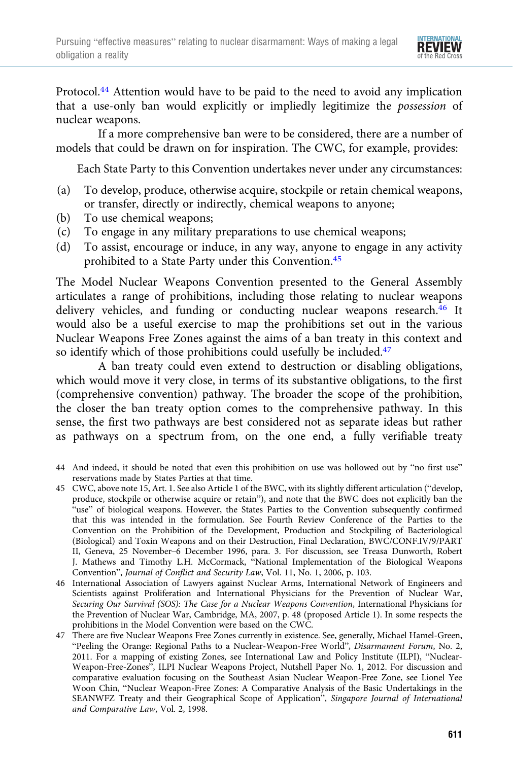Protocol.[44] Attention would have to be paid to the need to avoid any implication that a use-only ban would explicitly or impliedly legitimize the *possession* of nuclear weapons.

If a more comprehensive ban were to be considered, there are a number of models that could be drawn on for inspiration. The CWC, for example, provides:

> Each State Party to this Convention undertakes never under any circumstances:
>
> (a) To develop, produce, otherwise acquire, stockpile or retain chemical weapons, or transfer, directly or indirectly, chemical weapons to anyone;
> (b) To use chemical weapons;
> (c) To engage in any military preparations to use chemical weapons;
> (d) To assist, encourage or induce, in any way, anyone to engage in any activity prohibited to a State Party under this Convention.[45]

The Model Nuclear Weapons Convention presented to the General Assembly articulates a range of prohibitions, including those relating to nuclear weapons delivery vehicles, and funding or conducting nuclear weapons research.[46] It would also be a useful exercise to map the prohibitions set out in the various Nuclear Weapons Free Zones against the aims of a ban treaty in this context and so identify which of those prohibitions could usefully be included.[47]

A ban treaty could even extend to destruction or disabling obligations, which would move it very close, in terms of its substantive obligations, to the first (comprehensive convention) pathway. The broader the scope of the prohibition, the closer the ban treaty option comes to the comprehensive pathway. In this sense, the first two pathways are best considered not as separate ideas but rather as pathways on a spectrum from, on the one end, a fully verifiable treaty

---

44 And indeed, it should be noted that even this prohibition on use was hollowed out by "no first use" reservations made by States Parties at that time.

45 CWC, above note 15, Art. 1. See also Article 1 of the BWC, with its slightly different articulation ("develop, produce, stockpile or otherwise acquire or retain"), and note that the BWC does not explicitly ban the "use" of biological weapons. However, the States Parties to the Convention subsequently confirmed that this was intended in the formulation. See Fourth Review Conference of the Parties to the Convention on the Prohibition of the Development, Production and Stockpiling of Bacteriological (Biological) and Toxin Weapons and on their Destruction, Final Declaration, BWC/CONF.IV/9/PART II, Geneva, 25 November–6 December 1996, para. 3. For discussion, see Treasa Dunworth, Robert J. Mathews and Timothy L.H. McCormack, "National Implementation of the Biological Weapons Convention", *Journal of Conflict and Security Law*, Vol. 11, No. 1, 2006, p. 103.

46 International Association of Lawyers against Nuclear Arms, International Network of Engineers and Scientists against Proliferation and International Physicians for the Prevention of Nuclear War, *Securing Our Survival (SOS): The Case for a Nuclear Weapons Convention*, International Physicians for the Prevention of Nuclear War, Cambridge, MA, 2007, p. 48 (proposed Article 1). In some respects the prohibitions in the Model Convention were based on the CWC.

47 There are five Nuclear Weapons Free Zones currently in existence. See, generally, Michael Hamel-Green, "Peeling the Orange: Regional Paths to a Nuclear-Weapon-Free World", *Disarmament Forum*, No. 2, 2011. For a mapping of existing Zones, see International Law and Policy Institute (ILPI), "Nuclear-Weapon-Free-Zones", ILPI Nuclear Weapons Project, Nutshell Paper No. 1, 2012. For discussion and comparative evaluation focusing on the Southeast Asian Nuclear Weapon-Free Zone, see Lionel Yee Woon Chin, "Nuclear Weapon-Free Zones: A Comparative Analysis of the Basic Undertakings in the SEANWFZ Treaty and their Geographical Scope of Application", *Singapore Journal of International and Comparative Law*, Vol. 2, 1998.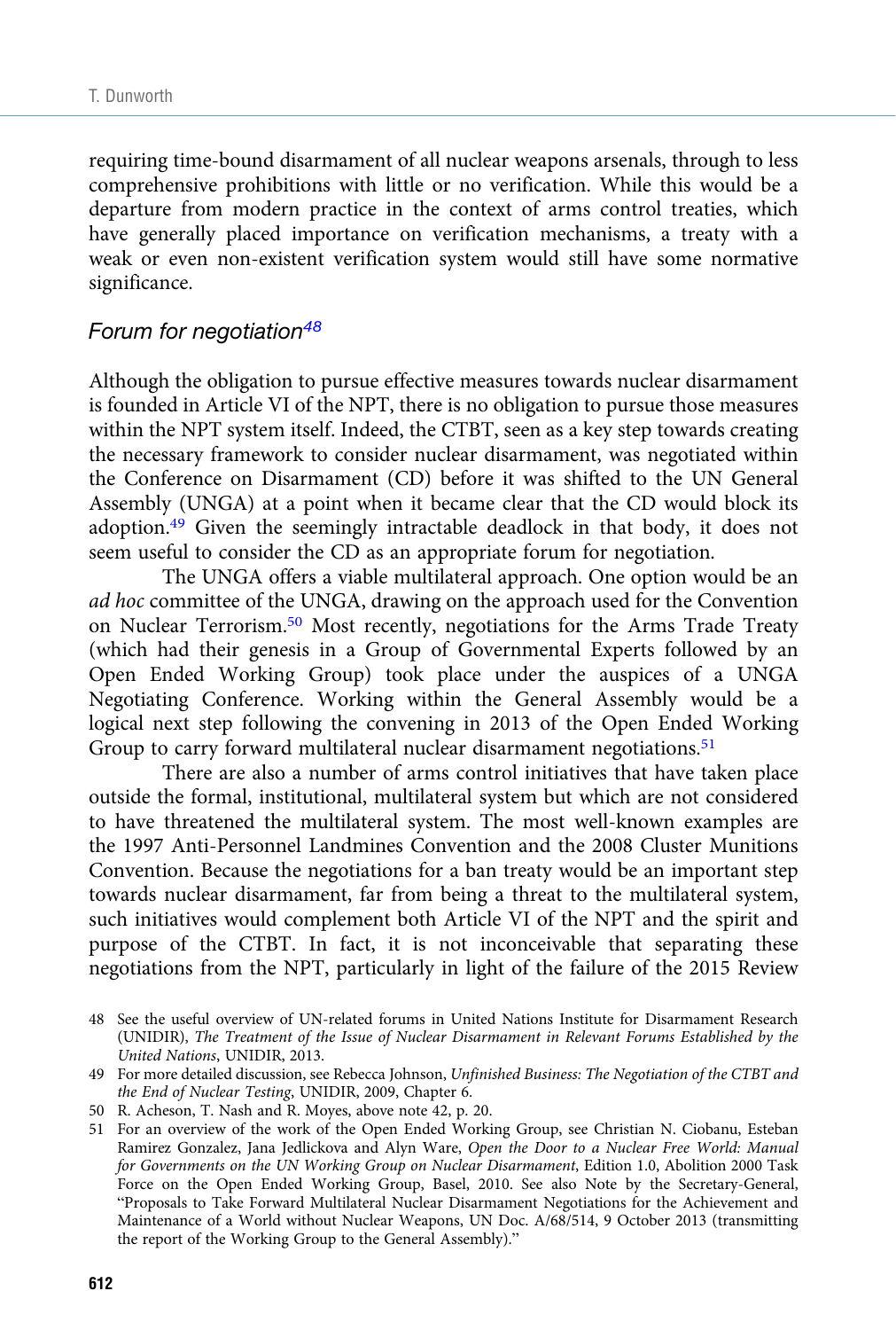requiring time-bound disarmament of all nuclear weapons arsenals, through to less comprehensive prohibitions with little or no verification. While this would be a departure from modern practice in the context of arms control treaties, which have generally placed importance on verification mechanisms, a treaty with a weak or even non-existent verification system would still have some normative significance.

### *Forum for negotiation*[48]

Although the obligation to pursue effective measures towards nuclear disarmament is founded in Article VI of the NPT, there is no obligation to pursue those measures within the NPT system itself. Indeed, the CTBT, seen as a key step towards creating the necessary framework to consider nuclear disarmament, was negotiated within the Conference on Disarmament (CD) before it was shifted to the UN General Assembly (UNGA) at a point when it became clear that the CD would block its adoption.[49] Given the seemingly intractable deadlock in that body, it does not seem useful to consider the CD as an appropriate forum for negotiation.

The UNGA offers a viable multilateral approach. One option would be an *ad hoc* committee of the UNGA, drawing on the approach used for the Convention on Nuclear Terrorism.[50] Most recently, negotiations for the Arms Trade Treaty (which had their genesis in a Group of Governmental Experts followed by an Open Ended Working Group) took place under the auspices of a UNGA Negotiating Conference. Working within the General Assembly would be a logical next step following the convening in 2013 of the Open Ended Working Group to carry forward multilateral nuclear disarmament negotiations.[51]

There are also a number of arms control initiatives that have taken place outside the formal, institutional, multilateral system but which are not considered to have threatened the multilateral system. The most well-known examples are the 1997 Anti-Personnel Landmines Convention and the 2008 Cluster Munitions Convention. Because the negotiations for a ban treaty would be an important step towards nuclear disarmament, far from being a threat to the multilateral system, such initiatives would complement both Article VI of the NPT and the spirit and purpose of the CTBT. In fact, it is not inconceivable that separating these negotiations from the NPT, particularly in light of the failure of the 2015 Review

48 See the useful overview of UN-related forums in United Nations Institute for Disarmament Research (UNIDIR), *The Treatment of the Issue of Nuclear Disarmament in Relevant Forums Established by the United Nations*, UNIDIR, 2013.

49 For more detailed discussion, see Rebecca Johnson, *Unfinished Business: The Negotiation of the CTBT and the End of Nuclear Testing*, UNIDIR, 2009, Chapter 6.

50 R. Acheson, T. Nash and R. Moyes, above note 42, p. 20.

51 For an overview of the work of the Open Ended Working Group, see Christian N. Ciobanu, Esteban Ramirez Gonzalez, Jana Jedlickova and Alyn Ware, *Open the Door to a Nuclear Free World: Manual for Governments on the UN Working Group on Nuclear Disarmament*, Edition 1.0, Abolition 2000 Task Force on the Open Ended Working Group, Basel, 2010. See also Note by the Secretary-General, "Proposals to Take Forward Multilateral Nuclear Disarmament Negotiations for the Achievement and Maintenance of a World without Nuclear Weapons, UN Doc. A/68/514, 9 October 2013 (transmitting the report of the Working Group to the General Assembly)."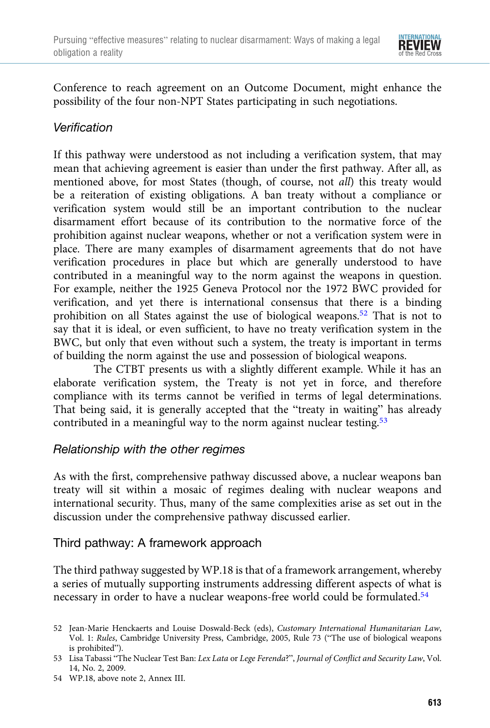Conference to reach agreement on an Outcome Document, might enhance the possibility of the four non-NPT States participating in such negotiations.

### *Verification*

If this pathway were understood as not including a verification system, that may mean that achieving agreement is easier than under the first pathway. After all, as mentioned above, for most States (though, of course, not *all*) this treaty would be a reiteration of existing obligations. A ban treaty without a compliance or verification system would still be an important contribution to the nuclear disarmament effort because of its contribution to the normative force of the prohibition against nuclear weapons, whether or not a verification system were in place. There are many examples of disarmament agreements that do not have verification procedures in place but which are generally understood to have contributed in a meaningful way to the norm against the weapons in question. For example, neither the 1925 Geneva Protocol nor the 1972 BWC provided for verification, and yet there is international consensus that there is a binding prohibition on all States against the use of biological weapons.[52] That is not to say that it is ideal, or even sufficient, to have no treaty verification system in the BWC, but only that even without such a system, the treaty is important in terms of building the norm against the use and possession of biological weapons.

The CTBT presents us with a slightly different example. While it has an elaborate verification system, the Treaty is not yet in force, and therefore compliance with its terms cannot be verified in terms of legal determinations. That being said, it is generally accepted that the "treaty in waiting" has already contributed in a meaningful way to the norm against nuclear testing.[53]

### *Relationship with the other regimes*

As with the first, comprehensive pathway discussed above, a nuclear weapons ban treaty will sit within a mosaic of regimes dealing with nuclear weapons and international security. Thus, many of the same complexities arise as set out in the discussion under the comprehensive pathway discussed earlier.

## Third pathway: A framework approach

The third pathway suggested by WP.18 is that of a framework arrangement, whereby a series of mutually supporting instruments addressing different aspects of what is necessary in order to have a nuclear weapons-free world could be formulated.[54]

52 Jean-Marie Henckaerts and Louise Doswald-Beck (eds), *Customary International Humanitarian Law*, Vol. 1: *Rules*, Cambridge University Press, Cambridge, 2005, Rule 73 ("The use of biological weapons is prohibited").

53 Lisa Tabassi "The Nuclear Test Ban: *Lex Lata* or *Lege Ferenda*?", *Journal of Conflict and Security Law*, Vol. 14, No. 2, 2009.

54 WP.18, above note 2, Annex III.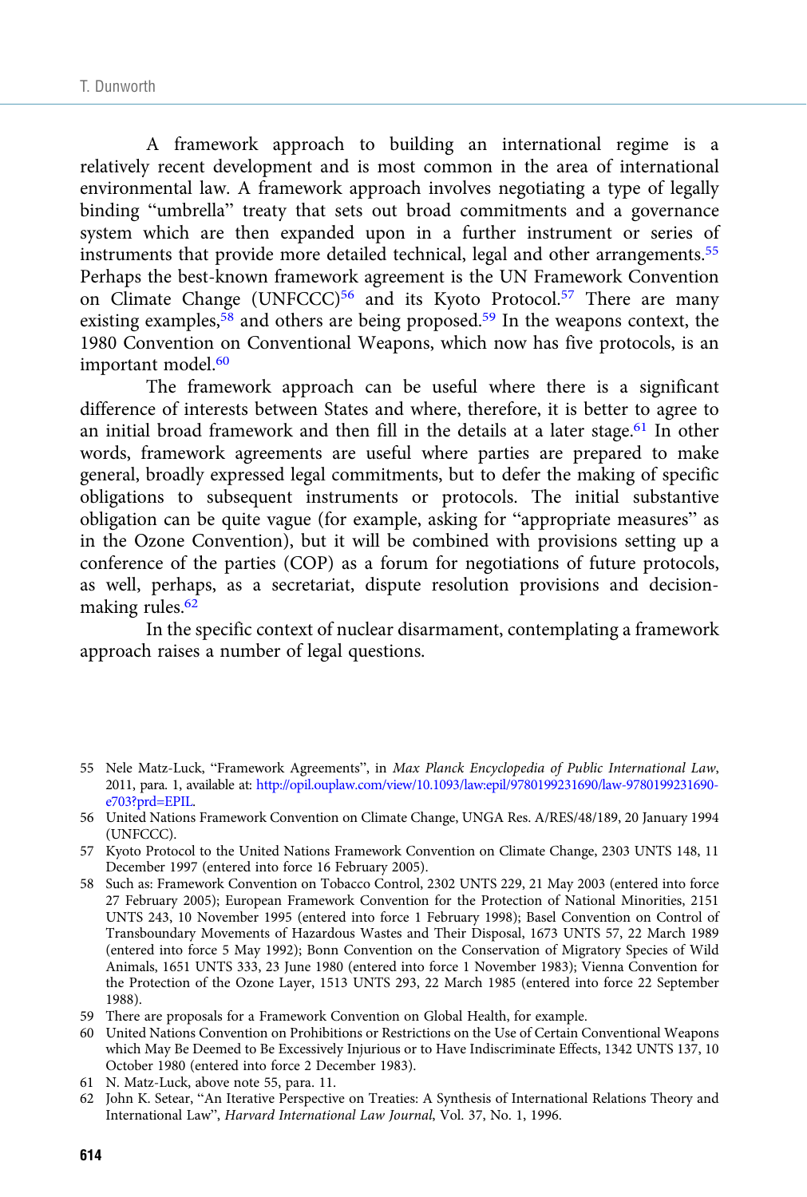A framework approach to building an international regime is a relatively recent development and is most common in the area of international environmental law. A framework approach involves negotiating a type of legally binding "umbrella" treaty that sets out broad commitments and a governance system which are then expanded upon in a further instrument or series of instruments that provide more detailed technical, legal and other arrangements.[55] Perhaps the best-known framework agreement is the UN Framework Convention on Climate Change (UNFCCC)[56] and its Kyoto Protocol.[57] There are many existing examples,[58] and others are being proposed.[59] In the weapons context, the 1980 Convention on Conventional Weapons, which now has five protocols, is an important model.[60]

The framework approach can be useful where there is a significant difference of interests between States and where, therefore, it is better to agree to an initial broad framework and then fill in the details at a later stage.[61] In other words, framework agreements are useful where parties are prepared to make general, broadly expressed legal commitments, but to defer the making of specific obligations to subsequent instruments or protocols. The initial substantive obligation can be quite vague (for example, asking for "appropriate measures" as in the Ozone Convention), but it will be combined with provisions setting up a conference of the parties (COP) as a forum for negotiations of future protocols, as well, perhaps, as a secretariat, dispute resolution provisions and decision-making rules.[62]

In the specific context of nuclear disarmament, contemplating a framework approach raises a number of legal questions.

---

55 Nele Matz-Luck, "Framework Agreements", in *Max Planck Encyclopedia of Public International Law*, 2011, para. 1, available at: http://opil.ouplaw.com/view/10.1093/law:epil/9780199231690/law-9780199231690-e703?prd=EPIL.

56 United Nations Framework Convention on Climate Change, UNGA Res. A/RES/48/189, 20 January 1994 (UNFCCC).

57 Kyoto Protocol to the United Nations Framework Convention on Climate Change, 2303 UNTS 148, 11 December 1997 (entered into force 16 February 2005).

58 Such as: Framework Convention on Tobacco Control, 2302 UNTS 229, 21 May 2003 (entered into force 27 February 2005); European Framework Convention for the Protection of National Minorities, 2151 UNTS 243, 10 November 1995 (entered into force 1 February 1998); Basel Convention on Control of Transboundary Movements of Hazardous Wastes and Their Disposal, 1673 UNTS 57, 22 March 1989 (entered into force 5 May 1992); Bonn Convention on the Conservation of Migratory Species of Wild Animals, 1651 UNTS 333, 23 June 1980 (entered into force 1 November 1983); Vienna Convention for the Protection of the Ozone Layer, 1513 UNTS 293, 22 March 1985 (entered into force 22 September 1988).

59 There are proposals for a Framework Convention on Global Health, for example.

60 United Nations Convention on Prohibitions or Restrictions on the Use of Certain Conventional Weapons which May Be Deemed to Be Excessively Injurious or to Have Indiscriminate Effects, 1342 UNTS 137, 10 October 1980 (entered into force 2 December 1983).

61 N. Matz-Luck, above note 55, para. 11.

62 John K. Setear, "An Iterative Perspective on Treaties: A Synthesis of International Relations Theory and International Law", *Harvard International Law Journal*, Vol. 37, No. 1, 1996.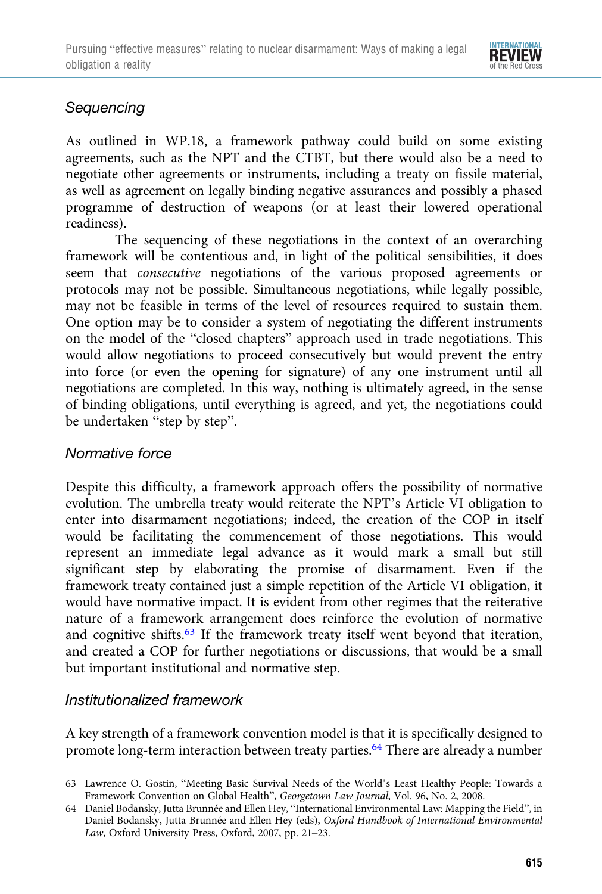### *Sequencing*

As outlined in WP.18, a framework pathway could build on some existing agreements, such as the NPT and the CTBT, but there would also be a need to negotiate other agreements or instruments, including a treaty on fissile material, as well as agreement on legally binding negative assurances and possibly a phased programme of destruction of weapons (or at least their lowered operational readiness).

The sequencing of these negotiations in the context of an overarching framework will be contentious and, in light of the political sensibilities, it does seem that *consecutive* negotiations of the various proposed agreements or protocols may not be possible. Simultaneous negotiations, while legally possible, may not be feasible in terms of the level of resources required to sustain them. One option may be to consider a system of negotiating the different instruments on the model of the "closed chapters" approach used in trade negotiations. This would allow negotiations to proceed consecutively but would prevent the entry into force (or even the opening for signature) of any one instrument until all negotiations are completed. In this way, nothing is ultimately agreed, in the sense of binding obligations, until everything is agreed, and yet, the negotiations could be undertaken "step by step".

### *Normative force*

Despite this difficulty, a framework approach offers the possibility of normative evolution. The umbrella treaty would reiterate the NPT's Article VI obligation to enter into disarmament negotiations; indeed, the creation of the COP in itself would be facilitating the commencement of those negotiations. This would represent an immediate legal advance as it would mark a small but still significant step by elaborating the promise of disarmament. Even if the framework treaty contained just a simple repetition of the Article VI obligation, it would have normative impact. It is evident from other regimes that the reiterative nature of a framework arrangement does reinforce the evolution of normative and cognitive shifts.[63] If the framework treaty itself went beyond that iteration, and created a COP for further negotiations or discussions, that would be a small but important institutional and normative step.

### *Institutionalized framework*

A key strength of a framework convention model is that it is specifically designed to promote long-term interaction between treaty parties.[64] There are already a number

63 Lawrence O. Gostin, "Meeting Basic Survival Needs of the World's Least Healthy People: Towards a Framework Convention on Global Health", *Georgetown Law Journal*, Vol. 96, No. 2, 2008.

64 Daniel Bodansky, Jutta Brunnée and Ellen Hey, "International Environmental Law: Mapping the Field", in Daniel Bodansky, Jutta Brunnée and Ellen Hey (eds), *Oxford Handbook of International Environmental Law*, Oxford University Press, Oxford, 2007, pp. 21–23.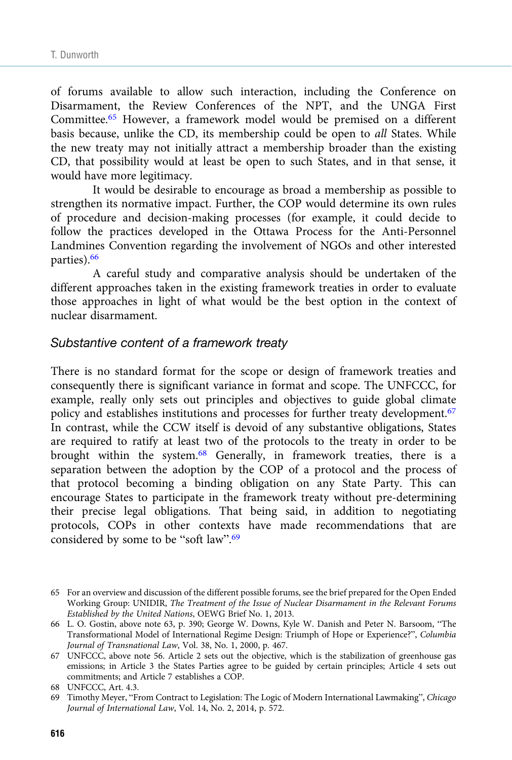of forums available to allow such interaction, including the Conference on Disarmament, the Review Conferences of the NPT, and the UNGA First Committee.[65] However, a framework model would be premised on a different basis because, unlike the CD, its membership could be open to *all* States. While the new treaty may not initially attract a membership broader than the existing CD, that possibility would at least be open to such States, and in that sense, it would have more legitimacy.

It would be desirable to encourage as broad a membership as possible to strengthen its normative impact. Further, the COP would determine its own rules of procedure and decision-making processes (for example, it could decide to follow the practices developed in the Ottawa Process for the Anti-Personnel Landmines Convention regarding the involvement of NGOs and other interested parties).[66]

A careful study and comparative analysis should be undertaken of the different approaches taken in the existing framework treaties in order to evaluate those approaches in light of what would be the best option in the context of nuclear disarmament.

### *Substantive content of a framework treaty*

There is no standard format for the scope or design of framework treaties and consequently there is significant variance in format and scope. The UNFCCC, for example, really only sets out principles and objectives to guide global climate policy and establishes institutions and processes for further treaty development.[67] In contrast, while the CCW itself is devoid of any substantive obligations, States are required to ratify at least two of the protocols to the treaty in order to be brought within the system.[68] Generally, in framework treaties, there is a separation between the adoption by the COP of a protocol and the process of that protocol becoming a binding obligation on any State Party. This can encourage States to participate in the framework treaty without pre-determining their precise legal obligations. That being said, in addition to negotiating protocols, COPs in other contexts have made recommendations that are considered by some to be "soft law".[69]

---

65 For an overview and discussion of the different possible forums, see the brief prepared for the Open Ended Working Group: UNIDIR, *The Treatment of the Issue of Nuclear Disarmament in the Relevant Forums Established by the United Nations*, OEWG Brief No. 1, 2013.

66 L. O. Gostin, above note 63, p. 390; George W. Downs, Kyle W. Danish and Peter N. Barsoom, "The Transformational Model of International Regime Design: Triumph of Hope or Experience?", *Columbia Journal of Transnational Law*, Vol. 38, No. 1, 2000, p. 467.

67 UNFCCC, above note 56. Article 2 sets out the objective, which is the stabilization of greenhouse gas emissions; in Article 3 the States Parties agree to be guided by certain principles; Article 4 sets out commitments; and Article 7 establishes a COP.

68 UNFCCC, Art. 4.3.

69 Timothy Meyer, "From Contract to Legislation: The Logic of Modern International Lawmaking", *Chicago Journal of International Law*, Vol. 14, No. 2, 2014, p. 572.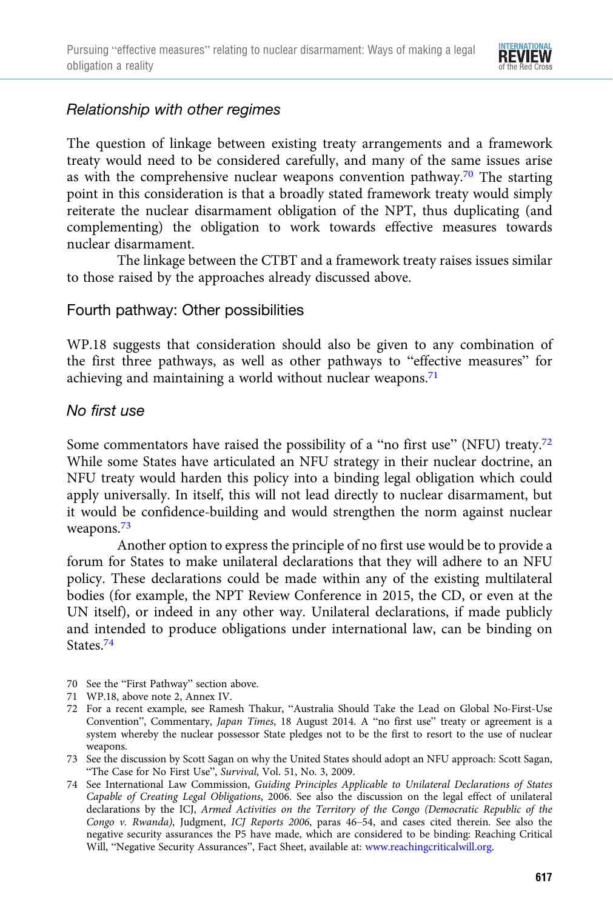### *Relationship with other regimes*

The question of linkage between existing treaty arrangements and a framework treaty would need to be considered carefully, and many of the same issues arise as with the comprehensive nuclear weapons convention pathway.[70] The starting point in this consideration is that a broadly stated framework treaty would simply reiterate the nuclear disarmament obligation of the NPT, thus duplicating (and complementing) the obligation to work towards effective measures towards nuclear disarmament.

The linkage between the CTBT and a framework treaty raises issues similar to those raised by the approaches already discussed above.

## Fourth pathway: Other possibilities

WP.18 suggests that consideration should also be given to any combination of the first three pathways, as well as other pathways to "effective measures" for achieving and maintaining a world without nuclear weapons.[71]

### *No first use*

Some commentators have raised the possibility of a "no first use" (NFU) treaty.[72] While some States have articulated an NFU strategy in their nuclear doctrine, an NFU treaty would harden this policy into a binding legal obligation which could apply universally. In itself, this will not lead directly to nuclear disarmament, but it would be confidence-building and would strengthen the norm against nuclear weapons.[73]

Another option to express the principle of no first use would be to provide a forum for States to make unilateral declarations that they will adhere to an NFU policy. These declarations could be made within any of the existing multilateral bodies (for example, the NPT Review Conference in 2015, the CD, or even at the UN itself), or indeed in any other way. Unilateral declarations, if made publicly and intended to produce obligations under international law, can be binding on States.[74]

---

70 See the "First Pathway" section above.

71 WP.18, above note 2, Annex IV.

72 For a recent example, see Ramesh Thakur, "Australia Should Take the Lead on Global No-First-Use Convention", Commentary, *Japan Times*, 18 August 2014. A "no first use" treaty or agreement is a system whereby the nuclear possessor State pledges not to be the first to resort to the use of nuclear weapons.

73 See the discussion by Scott Sagan on why the United States should adopt an NFU approach: Scott Sagan, "The Case for No First Use", *Survival*, Vol. 51, No. 3, 2009.

74 See International Law Commission, *Guiding Principles Applicable to Unilateral Declarations of States Capable of Creating Legal Obligations*, 2006. See also the discussion on the legal effect of unilateral declarations by the ICJ, *Armed Activities on the Territory of the Congo (Democratic Republic of the Congo v. Rwanda)*, Judgment, *ICJ Reports 2006*, paras 46–54, and cases cited therein. See also the negative security assurances the P5 have made, which are considered to be binding: Reaching Critical Will, "Negative Security Assurances", Fact Sheet, available at: www.reachingcriticalwill.org.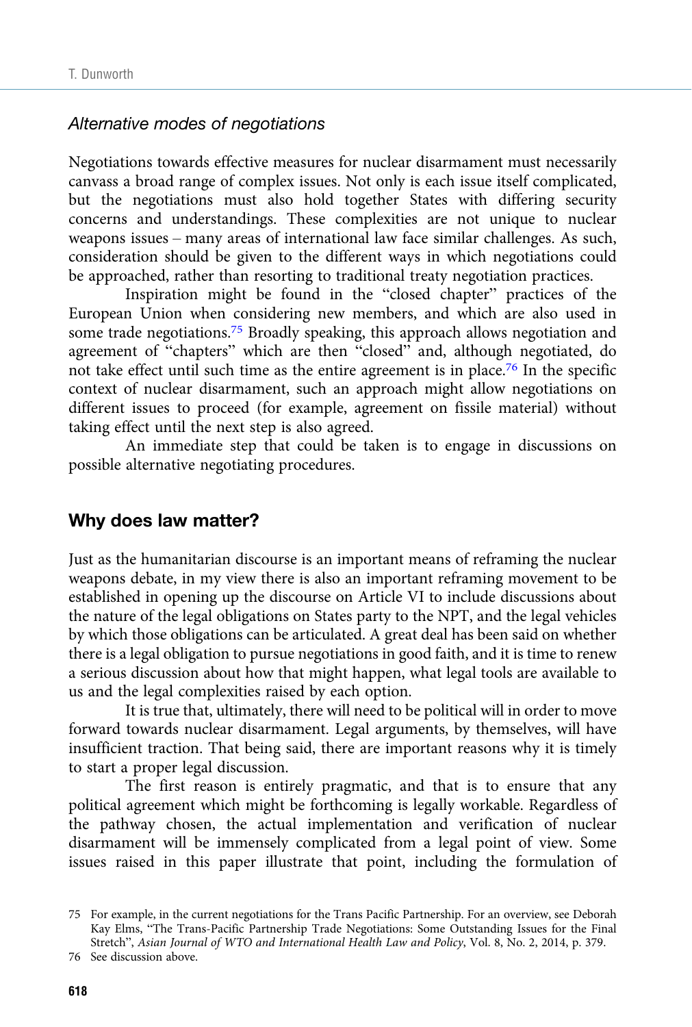### *Alternative modes of negotiations*

Negotiations towards effective measures for nuclear disarmament must necessarily canvass a broad range of complex issues. Not only is each issue itself complicated, but the negotiations must also hold together States with differing security concerns and understandings. These complexities are not unique to nuclear weapons issues – many areas of international law face similar challenges. As such, consideration should be given to the different ways in which negotiations could be approached, rather than resorting to traditional treaty negotiation practices.

Inspiration might be found in the "closed chapter" practices of the European Union when considering new members, and which are also used in some trade negotiations.[75] Broadly speaking, this approach allows negotiation and agreement of "chapters" which are then "closed" and, although negotiated, do not take effect until such time as the entire agreement is in place.[76] In the specific context of nuclear disarmament, such an approach might allow negotiations on different issues to proceed (for example, agreement on fissile material) without taking effect until the next step is also agreed.

An immediate step that could be taken is to engage in discussions on possible alternative negotiating procedures.

## Why does law matter?

Just as the humanitarian discourse is an important means of reframing the nuclear weapons debate, in my view there is also an important reframing movement to be established in opening up the discourse on Article VI to include discussions about the nature of the legal obligations on States party to the NPT, and the legal vehicles by which those obligations can be articulated. A great deal has been said on whether there is a legal obligation to pursue negotiations in good faith, and it is time to renew a serious discussion about how that might happen, what legal tools are available to us and the legal complexities raised by each option.

It is true that, ultimately, there will need to be political will in order to move forward towards nuclear disarmament. Legal arguments, by themselves, will have insufficient traction. That being said, there are important reasons why it is timely to start a proper legal discussion.

The first reason is entirely pragmatic, and that is to ensure that any political agreement which might be forthcoming is legally workable. Regardless of the pathway chosen, the actual implementation and verification of nuclear disarmament will be immensely complicated from a legal point of view. Some issues raised in this paper illustrate that point, including the formulation of

75 For example, in the current negotiations for the Trans Pacific Partnership. For an overview, see Deborah Kay Elms, "The Trans-Pacific Partnership Trade Negotiations: Some Outstanding Issues for the Final Stretch", *Asian Journal of WTO and International Health Law and Policy*, Vol. 8, No. 2, 2014, p. 379.

76 See discussion above.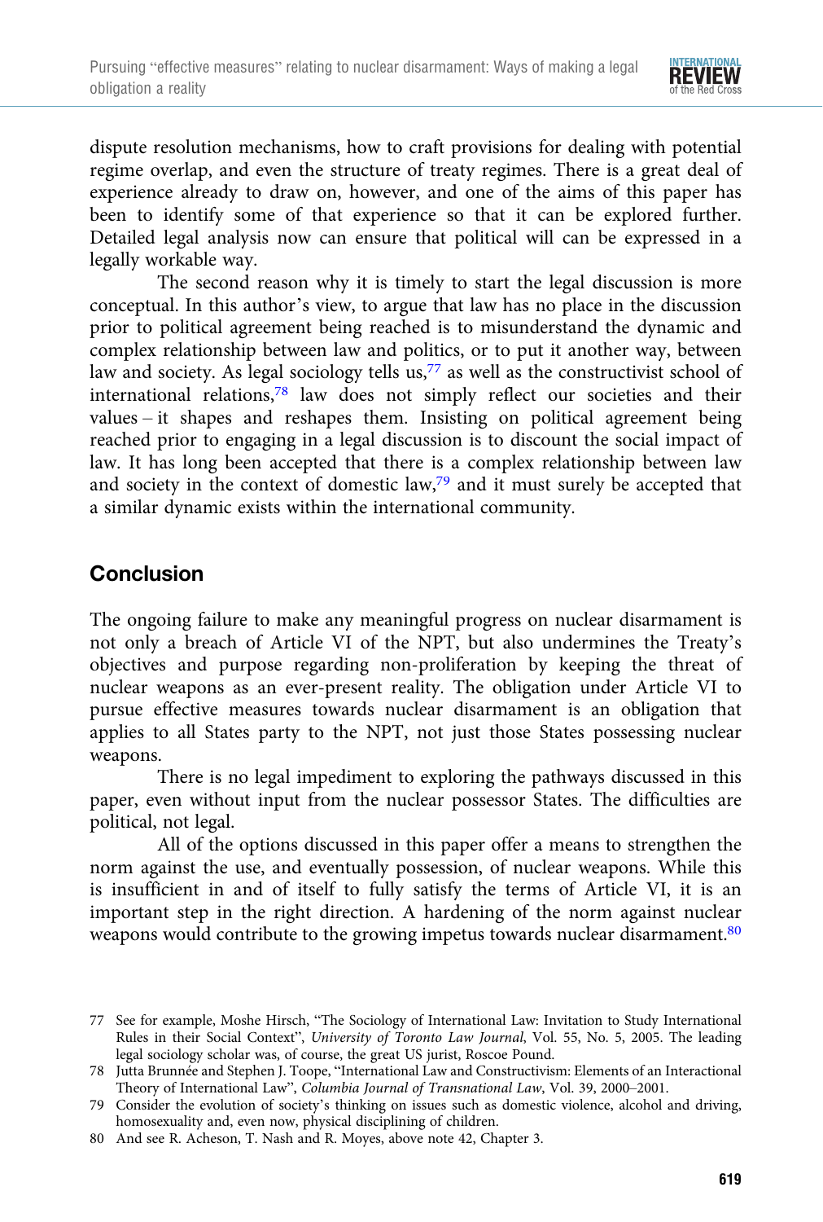dispute resolution mechanisms, how to craft provisions for dealing with potential regime overlap, and even the structure of treaty regimes. There is a great deal of experience already to draw on, however, and one of the aims of this paper has been to identify some of that experience so that it can be explored further. Detailed legal analysis now can ensure that political will can be expressed in a legally workable way.

The second reason why it is timely to start the legal discussion is more conceptual. In this author's view, to argue that law has no place in the discussion prior to political agreement being reached is to misunderstand the dynamic and complex relationship between law and politics, or to put it another way, between law and society. As legal sociology tells us,[77] as well as the constructivist school of international relations,[78] law does not simply reflect our societies and their values – it shapes and reshapes them. Insisting on political agreement being reached prior to engaging in a legal discussion is to discount the social impact of law. It has long been accepted that there is a complex relationship between law and society in the context of domestic law,[79] and it must surely be accepted that a similar dynamic exists within the international community.

## Conclusion

The ongoing failure to make any meaningful progress on nuclear disarmament is not only a breach of Article VI of the NPT, but also undermines the Treaty's objectives and purpose regarding non-proliferation by keeping the threat of nuclear weapons as an ever-present reality. The obligation under Article VI to pursue effective measures towards nuclear disarmament is an obligation that applies to all States party to the NPT, not just those States possessing nuclear weapons.

There is no legal impediment to exploring the pathways discussed in this paper, even without input from the nuclear possessor States. The difficulties are political, not legal.

All of the options discussed in this paper offer a means to strengthen the norm against the use, and eventually possession, of nuclear weapons. While this is insufficient in and of itself to fully satisfy the terms of Article VI, it is an important step in the right direction. A hardening of the norm against nuclear weapons would contribute to the growing impetus towards nuclear disarmament.[80]

---

77 See for example, Moshe Hirsch, "The Sociology of International Law: Invitation to Study International Rules in their Social Context", *University of Toronto Law Journal*, Vol. 55, No. 5, 2005. The leading legal sociology scholar was, of course, the great US jurist, Roscoe Pound.

78 Jutta Brunnée and Stephen J. Toope, "International Law and Constructivism: Elements of an Interactional Theory of International Law", *Columbia Journal of Transnational Law*, Vol. 39, 2000–2001.

79 Consider the evolution of society's thinking on issues such as domestic violence, alcohol and driving, homosexuality and, even now, physical disciplining of children.

80 And see R. Acheson, T. Nash and R. Moyes, above note 42, Chapter 3.